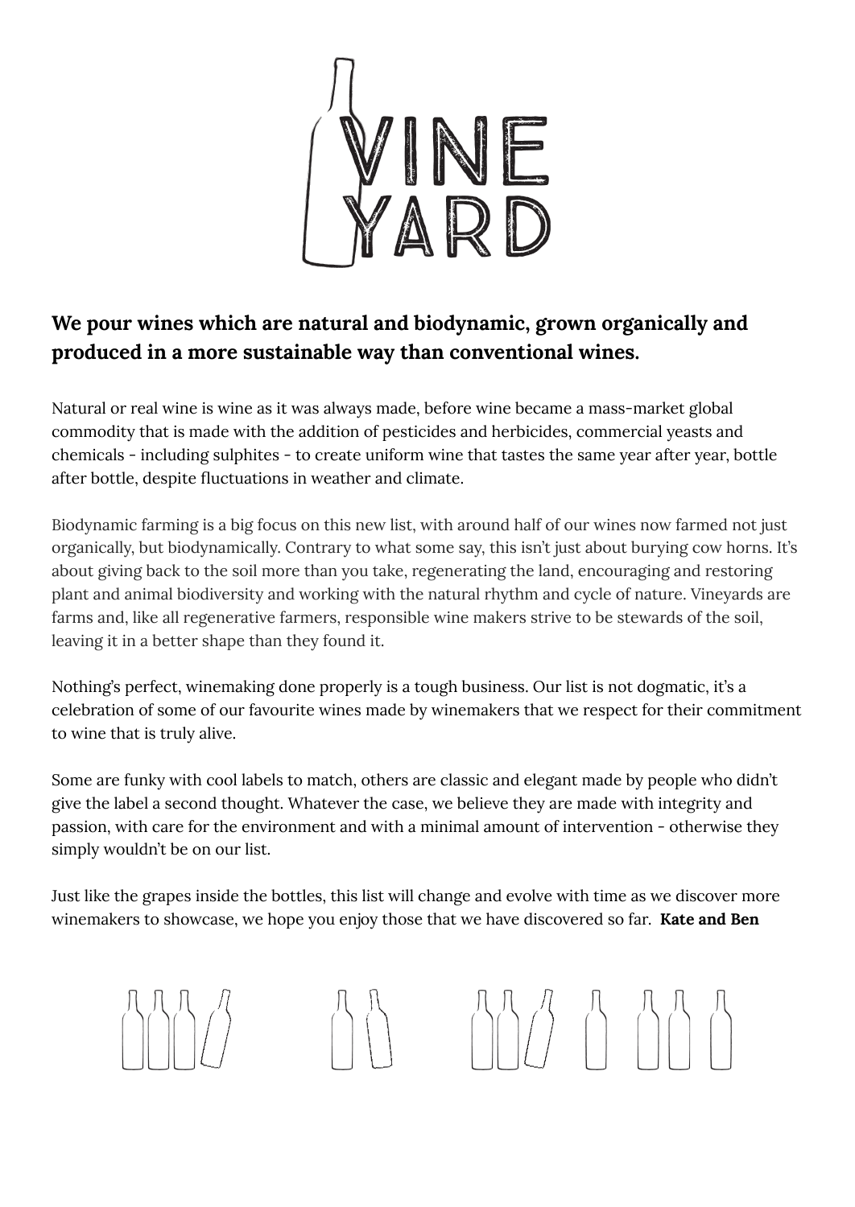# VINE YARD

**We pour wines which are natural and biodynamic, grown organically and produced in a more sustainable way than conventional wines.**

Natural or real wine is wine as it was always made, before wine became a mass-market global commodity that is made with the addition of pesticides and herbicides, commercial yeasts and chemicals - including sulphites - to create uniform wine that tastes the same year after year, bottle after bottle, despite fluctuations in weather and climate.

Biodynamic farming is a big focus on this new list, with around half of our wines now farmed not just organically, but biodynamically. Contrary to what some say, this isn't just about burying cow horns. It's about giving back to the soil more than you take, regenerating the land, encouraging and restoring plant and animal biodiversity and working with the natural rhythm and cycle of nature. Vineyards are farms and, like all regenerative farmers, responsible wine makers strive to be stewards of the soil, leaving it in a better shape than they found it.

Nothing's perfect, winemaking done properly is a tough business. Our list is not dogmatic, it's a celebration of some of our favourite wines made by winemakers that we respect for their commitment to wine that is truly alive.

Some are funky with cool labels to match, others are classic and elegant made by people who didn't give the label a second thought. Whatever the case, we believe they are made with integrity and passion, with care for the environment and with a minimal amount of intervention - otherwise they simply wouldn't be on our list.

Just like the grapes inside the bottles, this list will change and evolve with time as we discover more winemakers to showcase, we hope you enjoy those that we have discovered so far. **Kate and Ben**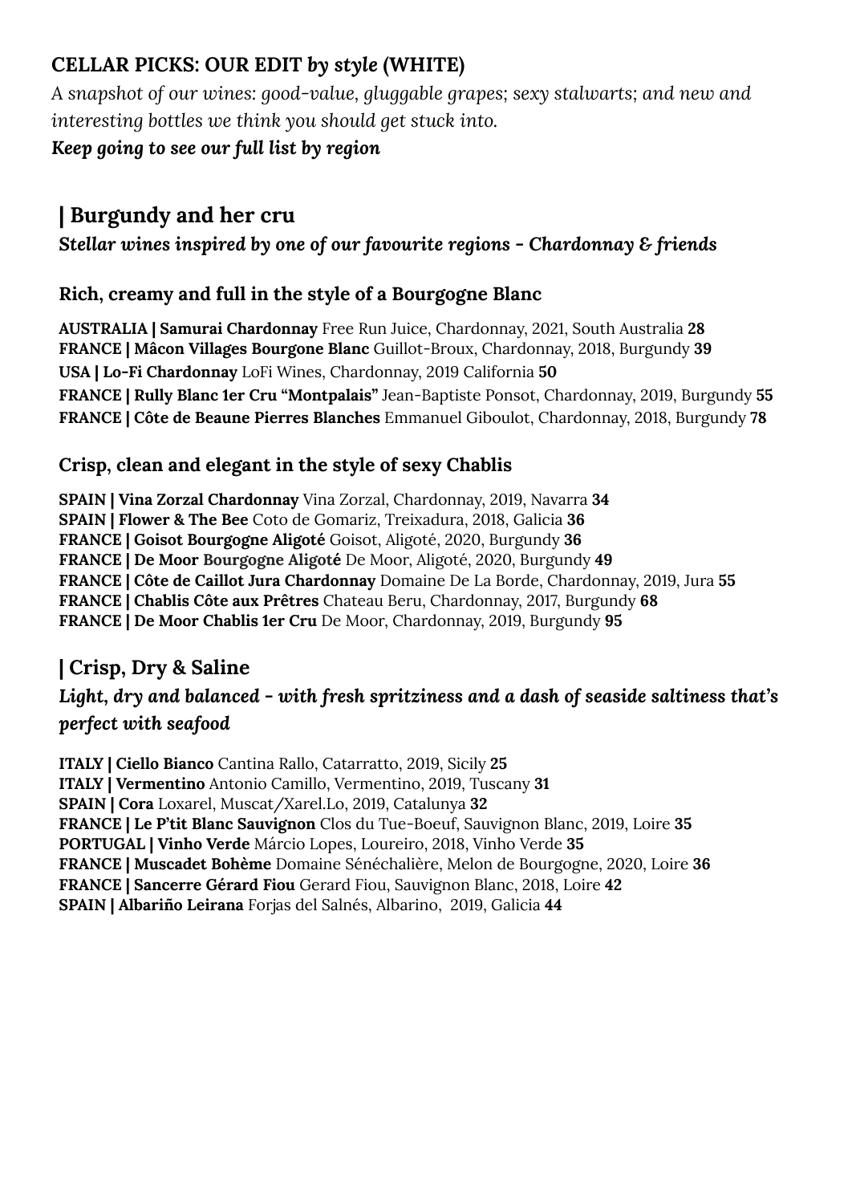## CELLAR PICKS: OUR EDIT *by style* (WHITE)

*A snapshot of our wines: good-value, gluggable grapes; sexy stalwarts; and new and interesting bottles we think you should get stuck into.*

***Keep going to see our full list by region***

## | Burgundy and her cru

***Stellar wines inspired by one of our favourite regions - Chardonnay & friends***

### Rich, creamy and full in the style of a Bourgogne Blanc

**AUSTRALIA | Samurai Chardonnay** Free Run Juice, Chardonnay, 2021, South Australia **28**
**FRANCE | Mâcon Villages Bourgone Blanc** Guillot-Broux, Chardonnay, 2018, Burgundy **39**
**USA | Lo-Fi Chardonnay** LoFi Wines, Chardonnay, 2019 California **50**
**FRANCE | Rully Blanc 1er Cru "Montpalais"** Jean-Baptiste Ponsot, Chardonnay, 2019, Burgundy **55**
**FRANCE | Côte de Beaune Pierres Blanches** Emmanuel Giboulot, Chardonnay, 2018, Burgundy **78**

### Crisp, clean and elegant in the style of sexy Chablis

**SPAIN | Vina Zorzal Chardonnay** Vina Zorzal, Chardonnay, 2019, Navarra **34**
**SPAIN | Flower & The Bee** Coto de Gomariz, Treixadura, 2018, Galicia **36**
**FRANCE | Goisot Bourgogne Aligoté** Goisot, Aligoté, 2020, Burgundy **36**
**FRANCE | De Moor Bourgogne Aligoté** De Moor, Aligoté, 2020, Burgundy **49**
**FRANCE | Côte de Caillot Jura Chardonnay** Domaine De La Borde, Chardonnay, 2019, Jura **55**
**FRANCE | Chablis Côte aux Prêtres** Chateau Beru, Chardonnay, 2017, Burgundy **68**
**FRANCE | De Moor Chablis 1er Cru** De Moor, Chardonnay, 2019, Burgundy **95**

## | Crisp, Dry & Saline

***Light, dry and balanced - with fresh spritziness and a dash of seaside saltiness that's perfect with seafood***

**ITALY | Ciello Bianco** Cantina Rallo, Catarratto, 2019, Sicily **25**
**ITALY | Vermentino** Antonio Camillo, Vermentino, 2019, Tuscany **31**
**SPAIN | Cora** Loxarel, Muscat/Xarel.Lo, 2019, Catalunya **32**
**FRANCE | Le P'tit Blanc Sauvignon** Clos du Tue-Boeuf, Sauvignon Blanc, 2019, Loire **35**
**PORTUGAL | Vinho Verde** Márcio Lopes, Loureiro, 2018, Vinho Verde **35**
**FRANCE | Muscadet Bohème** Domaine Sénéchalière, Melon de Bourgogne, 2020, Loire **36**
**FRANCE | Sancerre Gérard Fiou** Gerard Fiou, Sauvignon Blanc, 2018, Loire **42**
**SPAIN | Albariño Leirana** Forjas del Salnés, Albarino, 2019, Galicia **44**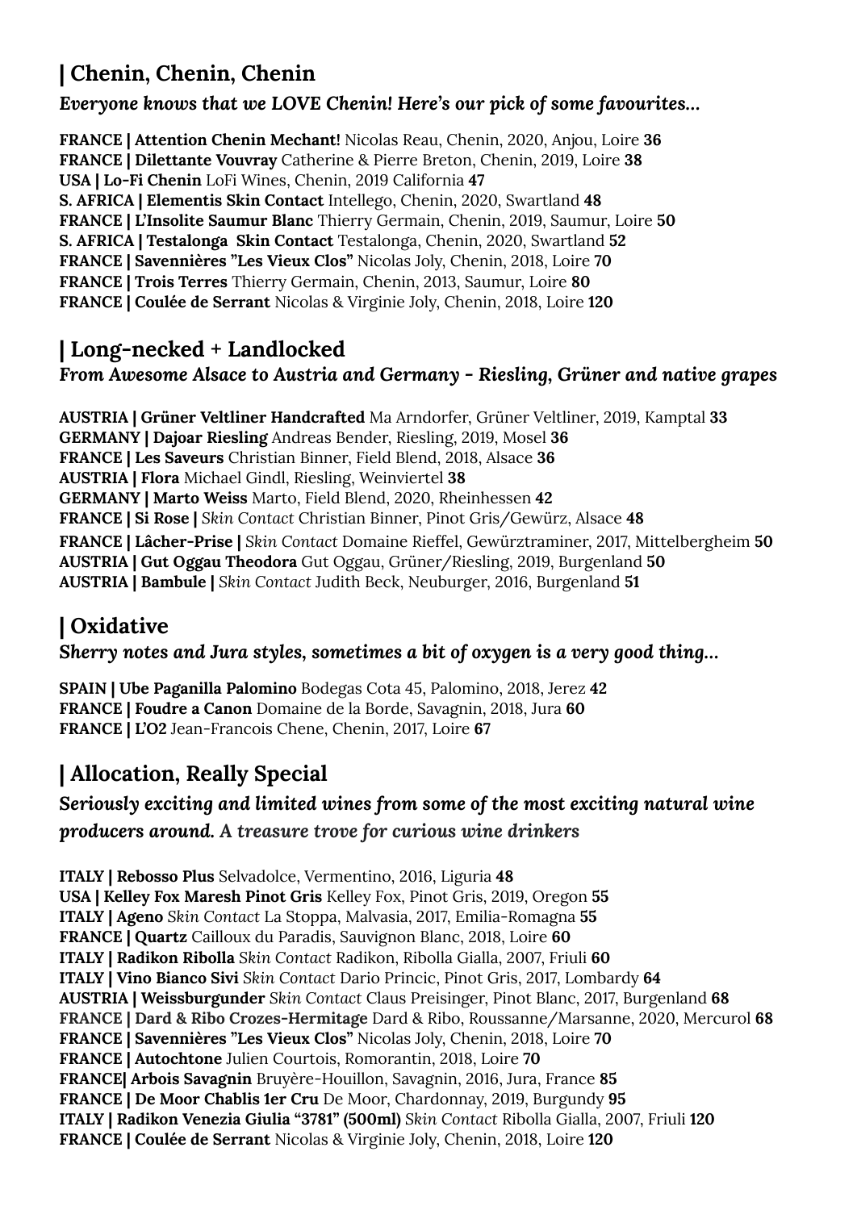## | Chenin, Chenin, Chenin

***Everyone knows that we LOVE Chenin! Here's our pick of some favourites...***

**FRANCE | Attention Chenin Mechant!** Nicolas Reau, Chenin, 2020, Anjou, Loire **36**
**FRANCE | Dilettante Vouvray** Catherine & Pierre Breton, Chenin, 2019, Loire **38**
**USA | Lo-Fi Chenin** LoFi Wines, Chenin, 2019 California **47**
**S. AFRICA | Elementis Skin Contact** Intellego, Chenin, 2020, Swartland **48**
**FRANCE | L'Insolite Saumur Blanc** Thierry Germain, Chenin, 2019, Saumur, Loire **50**
**S. AFRICA | Testalonga Skin Contact** Testalonga, Chenin, 2020, Swartland **52**
**FRANCE | Savennières "Les Vieux Clos"** Nicolas Joly, Chenin, 2018, Loire **70**
**FRANCE | Trois Terres** Thierry Germain, Chenin, 2013, Saumur, Loire **80**
**FRANCE | Coulée de Serrant** Nicolas & Virginie Joly, Chenin, 2018, Loire **120**

## | Long-necked + Landlocked

***From Awesome Alsace to Austria and Germany - Riesling, Grüner and native grapes***

**AUSTRIA | Grüner Veltliner Handcrafted** Ma Arndorfer, Grüner Veltliner, 2019, Kamptal **33**
**GERMANY | Dajoar Riesling** Andreas Bender, Riesling, 2019, Mosel **36**
**FRANCE | Les Saveurs** Christian Binner, Field Blend, 2018, Alsace **36**
**AUSTRIA | Flora** Michael Gindl, Riesling, Weinviertel **38**
**GERMANY | Marto Weiss** Marto, Field Blend, 2020, Rheinhessen **42**
**FRANCE | Si Rose |** *Skin Contact* Christian Binner, Pinot Gris/Gewürz, Alsace **48**
**FRANCE | Lâcher-Prise |** *Skin Contact* Domaine Rieffel, Gewürztraminer, 2017, Mittelbergheim **50**
**AUSTRIA | Gut Oggau Theodora** Gut Oggau, Grüner/Riesling, 2019, Burgenland **50**
**AUSTRIA | Bambule |** *Skin Contact* Judith Beck, Neuburger, 2016, Burgenland **51**

## | Oxidative

***Sherry notes and Jura styles, sometimes a bit of oxygen is a very good thing...***

**SPAIN | Ube Paganilla Palomino** Bodegas Cota 45, Palomino, 2018, Jerez **42**
**FRANCE | Foudre a Canon** Domaine de la Borde, Savagnin, 2018, Jura **60**
**FRANCE | L'O2** Jean-Francois Chene, Chenin, 2017, Loire **67**

## | Allocation, Really Special

***Seriously exciting and limited wines from some of the most exciting natural wine producers around. A treasure trove for curious wine drinkers***

**ITALY | Rebosso Plus** Selvadolce, Vermentino, 2016, Liguria **48**
**USA | Kelley Fox Maresh Pinot Gris** Kelley Fox, Pinot Gris, 2019, Oregon **55**
**ITALY | Ageno** *Skin Contact* La Stoppa, Malvasia, 2017, Emilia-Romagna **55**
**FRANCE | Quartz** Cailloux du Paradis, Sauvignon Blanc, 2018, Loire **60**
**ITALY | Radikon Ribolla** *Skin Contact* Radikon, Ribolla Gialla, 2007, Friuli **60**
**ITALY | Vino Bianco Sivi** *Skin Contact* Dario Princic, Pinot Gris, 2017, Lombardy **64**
**AUSTRIA | Weissburgunder** *Skin Contact* Claus Preisinger, Pinot Blanc, 2017, Burgenland **68**
**FRANCE | Dard & Ribo Crozes-Hermitage** Dard & Ribo, Roussanne/Marsanne, 2020, Mercurol **68**
**FRANCE | Savennières "Les Vieux Clos"** Nicolas Joly, Chenin, 2018, Loire **70**
**FRANCE | Autochtone** Julien Courtois, Romorantin, 2018, Loire **70**
**FRANCE| Arbois Savagnin** Bruyère-Houillon, Savagnin, 2016, Jura, France **85**
**FRANCE | De Moor Chablis 1er Cru** De Moor, Chardonnay, 2019, Burgundy **95**
**ITALY | Radikon Venezia Giulia "3781" (500ml)** *Skin Contact* Ribolla Gialla, 2007, Friuli **120**
**FRANCE | Coulée de Serrant** Nicolas & Virginie Joly, Chenin, 2018, Loire **120**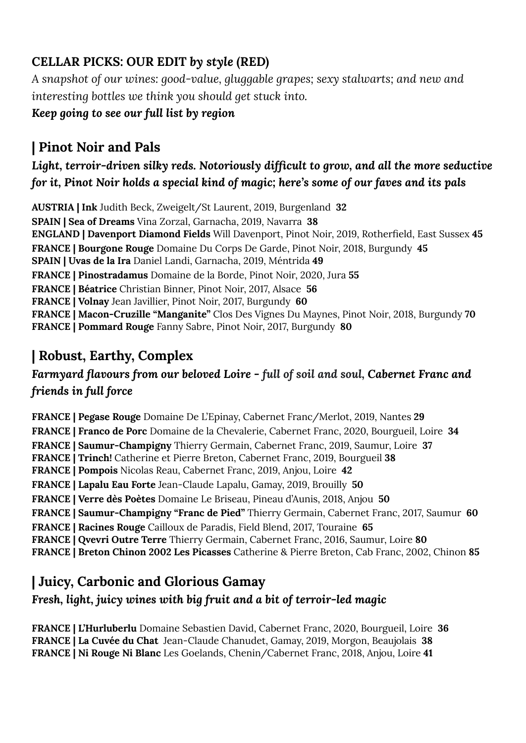## CELLAR PICKS: OUR EDIT *by style* (RED)

*A snapshot of our wines: good-value, gluggable grapes; sexy stalwarts; and new and interesting bottles we think you should get stuck into.*

***Keep going to see our full list by region***

## | Pinot Noir and Pals

***Light, terroir-driven silky reds. Notoriously difficult to grow, and all the more seductive for it, Pinot Noir holds a special kind of magic; here's some of our faves and its pals***

**AUSTRIA | Ink** Judith Beck, Zweigelt/St Laurent, 2019, Burgenland **32**
**SPAIN | Sea of Dreams** Vina Zorzal, Garnacha, 2019, Navarra **38**
**ENGLAND | Davenport Diamond Fields** Will Davenport, Pinot Noir, 2019, Rotherfield, East Sussex **45**
**FRANCE | Bourgone Rouge** Domaine Du Corps De Garde, Pinot Noir, 2018, Burgundy **45**
**SPAIN | Uvas de la Ira** Daniel Landi, Garnacha, 2019, Méntrida **49**
**FRANCE | Pinostradamus** Domaine de la Borde, Pinot Noir, 2020, Jura **55**
**FRANCE | Béatrice** Christian Binner, Pinot Noir, 2017, Alsace **56**
**FRANCE | Volnay** Jean Javillier, Pinot Noir, 2017, Burgundy **60**
**FRANCE | Macon-Cruzille "Manganite"** Clos Des Vignes Du Maynes, Pinot Noir, 2018, Burgundy **70**
**FRANCE | Pommard Rouge** Fanny Sabre, Pinot Noir, 2017, Burgundy **80**

## | Robust, Earthy, Complex

***Farmyard flavours from our beloved Loire - full of soil and soul, Cabernet Franc and friends in full force***

**FRANCE | Pegase Rouge** Domaine De L'Epinay, Cabernet Franc/Merlot, 2019, Nantes **29**
**FRANCE | Franco de Porc** Domaine de la Chevalerie, Cabernet Franc, 2020, Bourgueil, Loire **34**
**FRANCE | Saumur-Champigny** Thierry Germain, Cabernet Franc, 2019, Saumur, Loire **37**
**FRANCE | Trinch!** Catherine et Pierre Breton, Cabernet Franc, 2019, Bourgueil **38**
**FRANCE | Pompois** Nicolas Reau, Cabernet Franc, 2019, Anjou, Loire **42**
**FRANCE | Lapalu Eau Forte** Jean-Claude Lapalu, Gamay, 2019, Brouilly **50**
**FRANCE | Verre dès Poètes** Domaine Le Briseau, Pineau d'Aunis, 2018, Anjou **50**
**FRANCE | Saumur-Champigny "Franc de Pied"** Thierry Germain, Cabernet Franc, 2017, Saumur **60**
**FRANCE | Racines Rouge** Cailloux de Paradis, Field Blend, 2017, Touraine **65**
**FRANCE | Qvevri Outre Terre** Thierry Germain, Cabernet Franc, 2016, Saumur, Loire **80**
**FRANCE | Breton Chinon 2002 Les Picasses** Catherine & Pierre Breton, Cab Franc, 2002, Chinon **85**

## | Juicy, Carbonic and Glorious Gamay

***Fresh, light, juicy wines with big fruit and a bit of terroir-led magic***

**FRANCE | L'Hurluberlu** Domaine Sebastien David, Cabernet Franc, 2020, Bourgueil, Loire **36**
**FRANCE | La Cuvée du Chat** Jean-Claude Chanudet, Gamay, 2019, Morgon, Beaujolais **38**
**FRANCE | Ni Rouge Ni Blanc** Les Goelands, Chenin/Cabernet Franc, 2018, Anjou, Loire **41**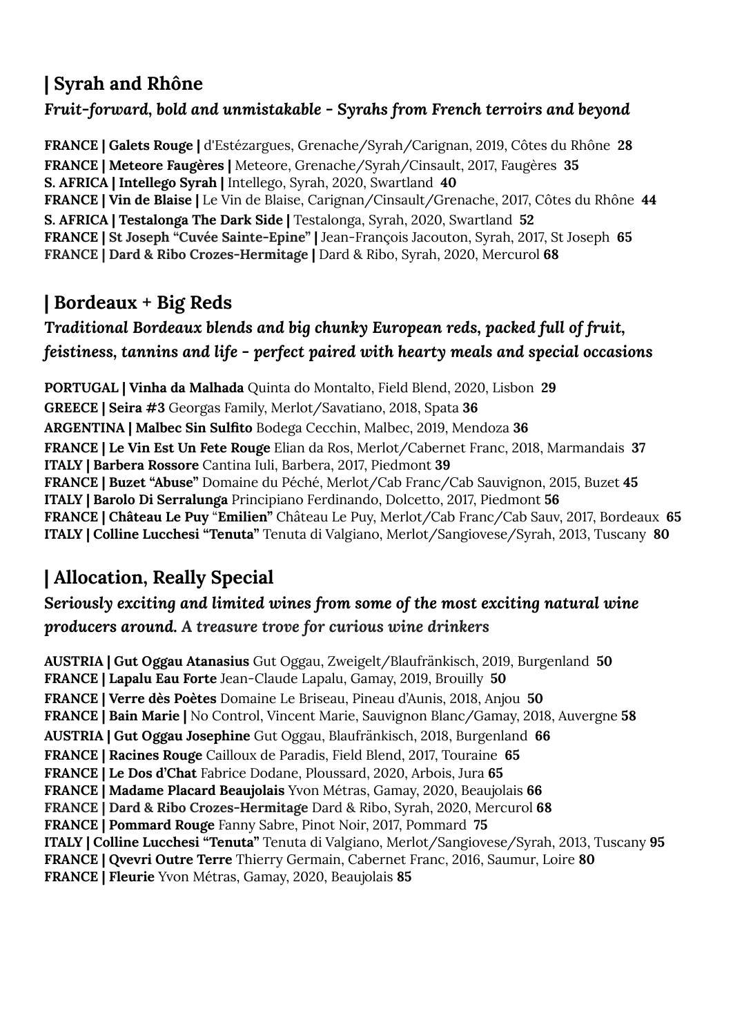## | Syrah and Rhône

***Fruit-forward, bold and unmistakable - Syrahs from French terroirs and beyond***

**FRANCE | Galets Rouge |** d'Estézargues, Grenache/Syrah/Carignan, 2019, Côtes du Rhône **28**
**FRANCE | Meteore Faugères |** Meteore, Grenache/Syrah/Cinsault, 2017, Faugères **35**
**S. AFRICA | Intellego Syrah |** Intellego, Syrah, 2020, Swartland **40**
**FRANCE | Vin de Blaise |** Le Vin de Blaise, Carignan/Cinsault/Grenache, 2017, Côtes du Rhône **44**
**S. AFRICA | Testalonga The Dark Side |** Testalonga, Syrah, 2020, Swartland **52**
**FRANCE | St Joseph "Cuvée Sainte-Epine" |** Jean-François Jacouton, Syrah, 2017, St Joseph **65**
**FRANCE | Dard & Ribo Crozes-Hermitage |** Dard & Ribo, Syrah, 2020, Mercurol **68**

## | Bordeaux + Big Reds

***Traditional Bordeaux blends and big chunky European reds, packed full of fruit, feistiness, tannins and life - perfect paired with hearty meals and special occasions***

**PORTUGAL | Vinha da Malhada** Quinta do Montalto, Field Blend, 2020, Lisbon **29**
**GREECE | Seira #3** Georgas Family, Merlot/Savatiano, 2018, Spata **36**
**ARGENTINA | Malbec Sin Sulfito** Bodega Cecchin, Malbec, 2019, Mendoza **36**
**FRANCE | Le Vin Est Un Fete Rouge** Elian da Ros, Merlot/Cabernet Franc, 2018, Marmandais **37**
**ITALY | Barbera Rossore** Cantina Iuli, Barbera, 2017, Piedmont **39**
**FRANCE | Buzet "Abuse"** Domaine du Péché, Merlot/Cab Franc/Cab Sauvignon, 2015, Buzet **45**
**ITALY | Barolo Di Serralunga** Principiano Ferdinando, Dolcetto, 2017, Piedmont **56**
**FRANCE | Château Le Puy "Emilien"** Château Le Puy, Merlot/Cab Franc/Cab Sauv, 2017, Bordeaux **65**
**ITALY | Colline Lucchesi "Tenuta"** Tenuta di Valgiano, Merlot/Sangiovese/Syrah, 2013, Tuscany **80**

## | Allocation, Really Special

***Seriously exciting and limited wines from some of the most exciting natural wine producers around. A treasure trove for curious wine drinkers***

**AUSTRIA | Gut Oggau Atanasius** Gut Oggau, Zweigelt/Blaufränkisch, 2019, Burgenland **50**
**FRANCE | Lapalu Eau Forte** Jean-Claude Lapalu, Gamay, 2019, Brouilly **50**
**FRANCE | Verre dès Poètes** Domaine Le Briseau, Pineau d'Aunis, 2018, Anjou **50**
**FRANCE | Bain Marie |** No Control, Vincent Marie, Sauvignon Blanc/Gamay, 2018, Auvergne **58**
**AUSTRIA | Gut Oggau Josephine** Gut Oggau, Blaufränkisch, 2018, Burgenland **66**
**FRANCE | Racines Rouge** Cailloux de Paradis, Field Blend, 2017, Touraine **65**
**FRANCE | Le Dos d'Chat** Fabrice Dodane, Ploussard, 2020, Arbois, Jura **65**
**FRANCE | Madame Placard Beaujolais** Yvon Métras, Gamay, 2020, Beaujolais **66**
**FRANCE | Dard & Ribo Crozes-Hermitage** Dard & Ribo, Syrah, 2020, Mercurol **68**
**FRANCE | Pommard Rouge** Fanny Sabre, Pinot Noir, 2017, Pommard **75**
**ITALY | Colline Lucchesi "Tenuta"** Tenuta di Valgiano, Merlot/Sangiovese/Syrah, 2013, Tuscany **95**
**FRANCE | Qvevri Outre Terre** Thierry Germain, Cabernet Franc, 2016, Saumur, Loire **80**
**FRANCE | Fleurie** Yvon Métras, Gamay, 2020, Beaujolais **85**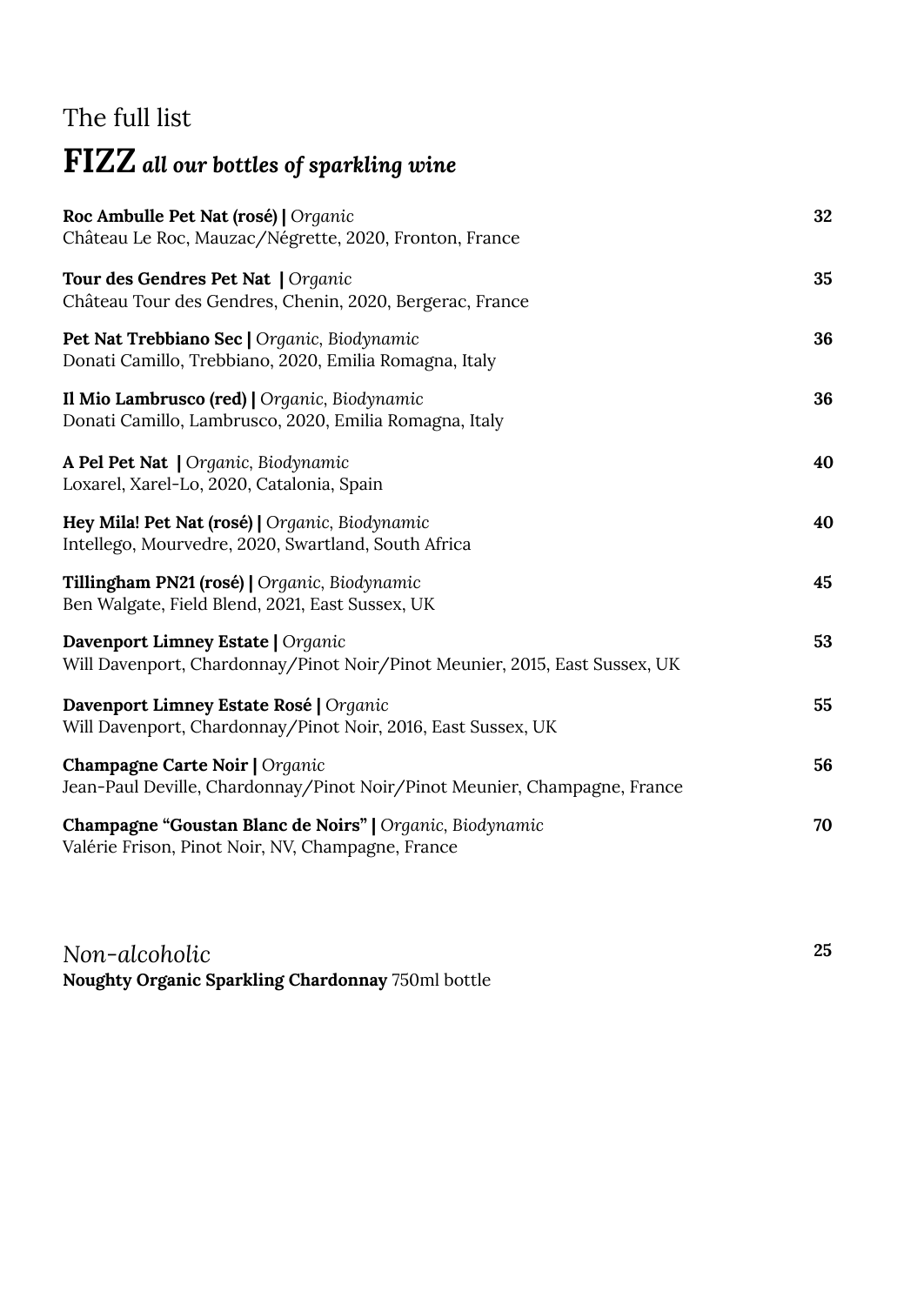The full list

# FIZZ *all our bottles of sparkling wine*

**Roc Ambulle Pet Nat (rosé) |** *Organic* **32**
Château Le Roc, Mauzac/Négrette, 2020, Fronton, France

**Tour des Gendres Pet Nat |** *Organic* **35**
Château Tour des Gendres, Chenin, 2020, Bergerac, France

**Pet Nat Trebbiano Sec |** *Organic, Biodynamic* **36**
Donati Camillo, Trebbiano, 2020, Emilia Romagna, Italy

**Il Mio Lambrusco (red) |** *Organic, Biodynamic* **36**
Donati Camillo, Lambrusco, 2020, Emilia Romagna, Italy

**A Pel Pet Nat |** *Organic, Biodynamic* **40**
Loxarel, Xarel-Lo, 2020, Catalonia, Spain

**Hey Mila! Pet Nat (rosé) |** *Organic, Biodynamic* **40**
Intellego, Mourvedre, 2020, Swartland, South Africa

**Tillingham PN21 (rosé) |** *Organic, Biodynamic* **45**
Ben Walgate, Field Blend, 2021, East Sussex, UK

**Davenport Limney Estate |** *Organic* **53**
Will Davenport, Chardonnay/Pinot Noir/Pinot Meunier, 2015, East Sussex, UK

**Davenport Limney Estate Rosé |** *Organic* **55**
Will Davenport, Chardonnay/Pinot Noir, 2016, East Sussex, UK

**Champagne Carte Noir |** *Organic* **56**
Jean-Paul Deville, Chardonnay/Pinot Noir/Pinot Meunier, Champagne, France

**Champagne "Goustan Blanc de Noirs" |** *Organic, Biodynamic* **70**
Valérie Frison, Pinot Noir, NV, Champagne, France

*Non-alcoholic* **25**
**Noughty Organic Sparkling Chardonnay** 750ml bottle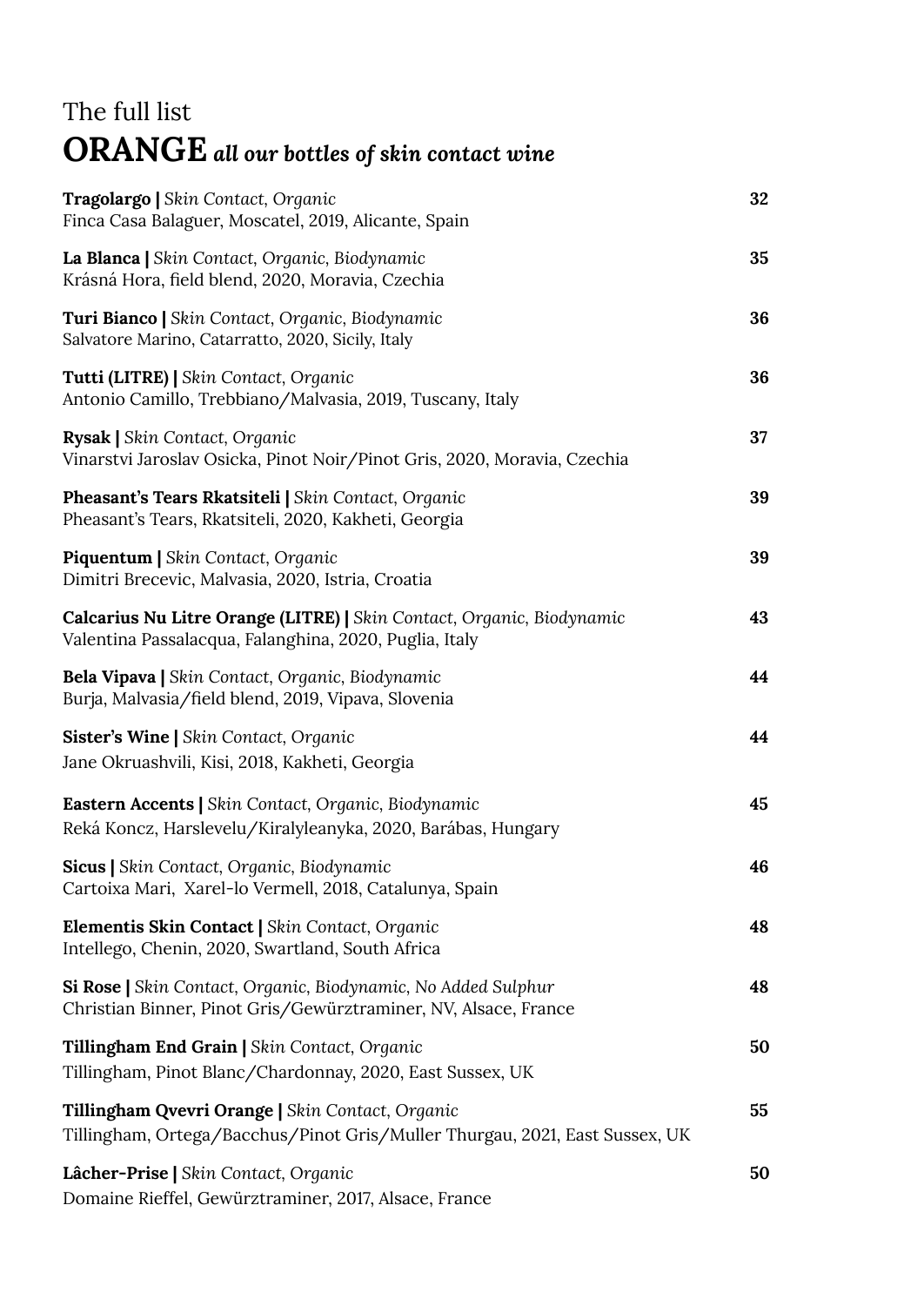The full list

# ORANGE *all our bottles of skin contact wine*

**Tragolargo |** *Skin Contact, Organic* — **32**
Finca Casa Balaguer, Moscatel, 2019, Alicante, Spain

**La Blanca |** *Skin Contact, Organic, Biodynamic* — **35**
Krásná Hora, field blend, 2020, Moravia, Czechia

**Turi Bianco |** *Skin Contact, Organic, Biodynamic* — **36**
Salvatore Marino, Catarratto, 2020, Sicily, Italy

**Tutti (LITRE) |** *Skin Contact, Organic* — **36**
Antonio Camillo, Trebbiano/Malvasia, 2019, Tuscany, Italy

**Rysak |** *Skin Contact, Organic* — **37**
Vinarstvi Jaroslav Osicka, Pinot Noir/Pinot Gris, 2020, Moravia, Czechia

**Pheasant's Tears Rkatsiteli |** *Skin Contact, Organic* — **39**
Pheasant's Tears, Rkatsiteli, 2020, Kakheti, Georgia

**Piquentum |** *Skin Contact, Organic* — **39**
Dimitri Brecevic, Malvasia, 2020, Istria, Croatia

**Calcarius Nu Litre Orange (LITRE) |** *Skin Contact, Organic, Biodynamic* — **43**
Valentina Passalacqua, Falanghina, 2020, Puglia, Italy

**Bela Vipava |** *Skin Contact, Organic, Biodynamic* — **44**
Burja, Malvasia/field blend, 2019, Vipava, Slovenia

**Sister's Wine |** *Skin Contact, Organic* — **44**
Jane Okruashvili, Kisi, 2018, Kakheti, Georgia

**Eastern Accents |** *Skin Contact, Organic, Biodynamic* — **45**
Reká Koncz, Harslevelu/Kiralyleanyka, 2020, Barábas, Hungary

**Sicus |** *Skin Contact, Organic, Biodynamic* — **46**
Cartoixa Mari, Xarel-lo Vermell, 2018, Catalunya, Spain

**Elementis Skin Contact |** *Skin Contact, Organic* — **48**
Intellego, Chenin, 2020, Swartland, South Africa

**Si Rose |** *Skin Contact, Organic, Biodynamic, No Added Sulphur* — **48**
Christian Binner, Pinot Gris/Gewürztraminer, NV, Alsace, France

**Tillingham End Grain |** *Skin Contact, Organic* — **50**
Tillingham, Pinot Blanc/Chardonnay, 2020, East Sussex, UK

**Tillingham Qvevri Orange |** *Skin Contact, Organic* — **55**
Tillingham, Ortega/Bacchus/Pinot Gris/Muller Thurgau, 2021, East Sussex, UK

**Lâcher-Prise |** *Skin Contact, Organic* — **50**
Domaine Rieffel, Gewürztraminer, 2017, Alsace, France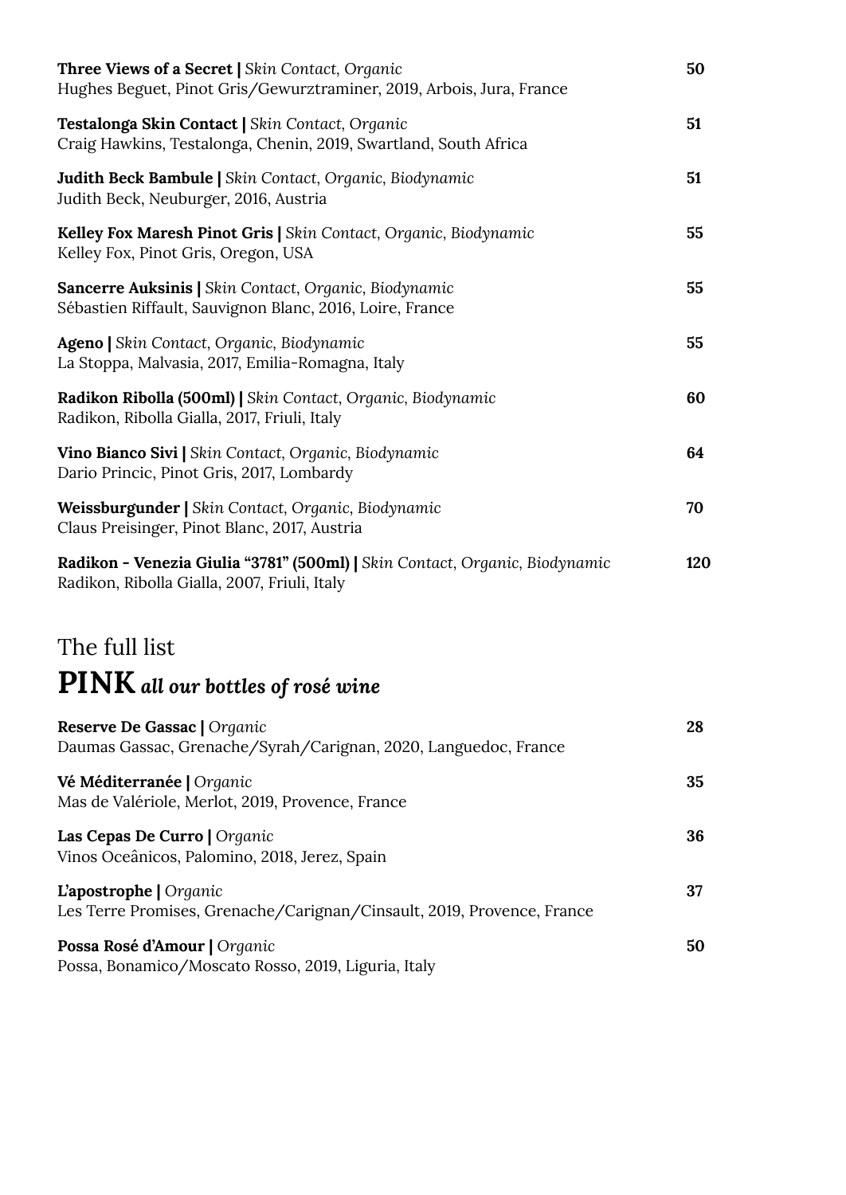**Three Views of a Secret |** *Skin Contact, Organic*
Hughes Beguet, Pinot Gris/Gewurztraminer, 2019, Arbois, Jura, France — **50**

**Testalonga Skin Contact |** *Skin Contact, Organic*
Craig Hawkins, Testalonga, Chenin, 2019, Swartland, South Africa — **51**

**Judith Beck Bambule |** *Skin Contact, Organic, Biodynamic*
Judith Beck, Neuburger, 2016, Austria — **51**

**Kelley Fox Maresh Pinot Gris |** *Skin Contact, Organic, Biodynamic*
Kelley Fox, Pinot Gris, Oregon, USA — **55**

**Sancerre Auksinis |** *Skin Contact, Organic, Biodynamic*
Sébastien Riffault, Sauvignon Blanc, 2016, Loire, France — **55**

**Ageno |** *Skin Contact, Organic, Biodynamic*
La Stoppa, Malvasia, 2017, Emilia-Romagna, Italy — **55**

**Radikon Ribolla (500ml) |** *Skin Contact, Organic, Biodynamic*
Radikon, Ribolla Gialla, 2017, Friuli, Italy — **60**

**Vino Bianco Sivi |** *Skin Contact, Organic, Biodynamic*
Dario Princic, Pinot Gris, 2017, Lombardy — **64**

**Weissburgunder |** *Skin Contact, Organic, Biodynamic*
Claus Preisinger, Pinot Blanc, 2017, Austria — **70**

**Radikon - Venezia Giulia "3781" (500ml) |** *Skin Contact, Organic, Biodynamic*
Radikon, Ribolla Gialla, 2007, Friuli, Italy — **120**

## The full list

# PINK *all our bottles of rosé wine*

**Reserve De Gassac |** *Organic*
Daumas Gassac, Grenache/Syrah/Carignan, 2020, Languedoc, France — **28**

**Vé Méditerranée |** *Organic*
Mas de Valériole, Merlot, 2019, Provence, France — **35**

**Las Cepas De Curro |** *Organic*
Vinos Oceânicos, Palomino, 2018, Jerez, Spain — **36**

**L'apostrophe |** *Organic*
Les Terre Promises, Grenache/Carignan/Cinsault, 2019, Provence, France — **37**

**Possa Rosé d'Amour |** *Organic*
Possa, Bonamico/Moscato Rosso, 2019, Liguria, Italy — **50**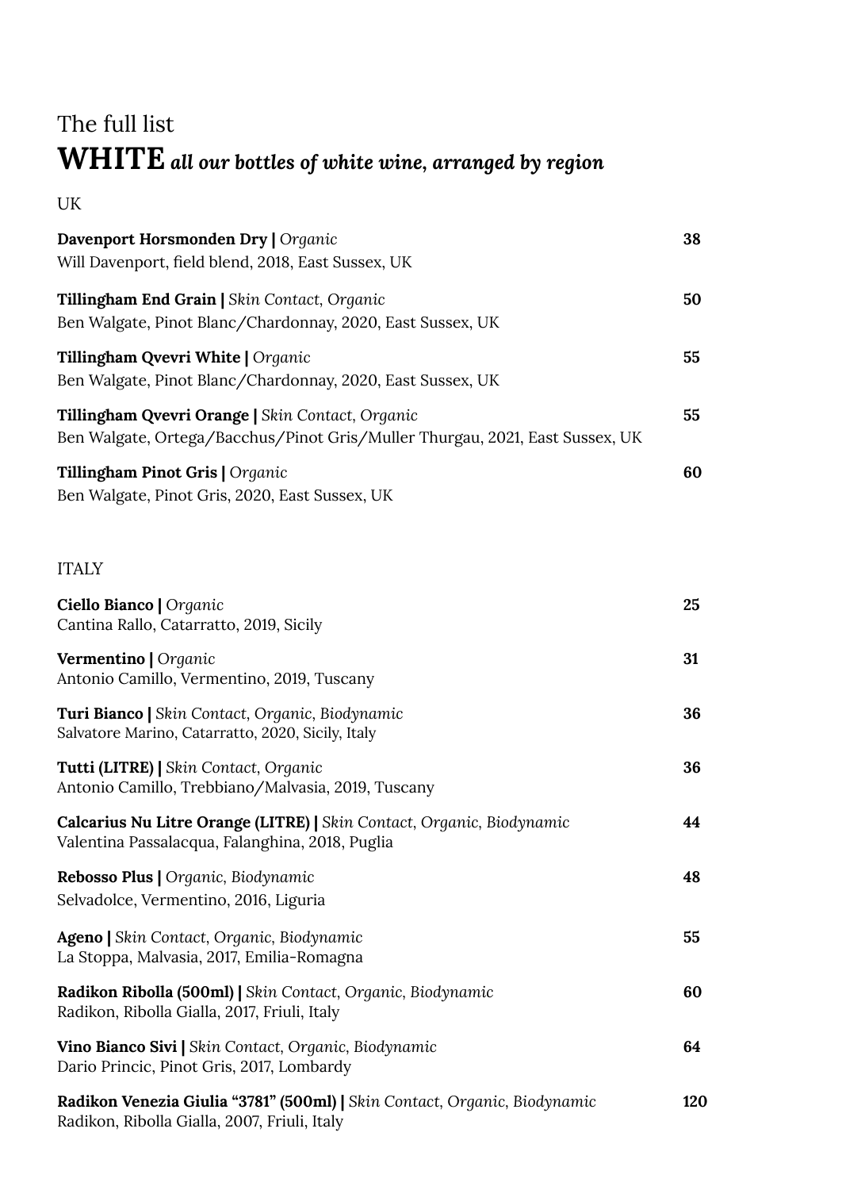The full list

# WHITE *all our bottles of white wine, arranged by region*

## UK

**Davenport Horsmonden Dry |** *Organic* — **38**
Will Davenport, field blend, 2018, East Sussex, UK

**Tillingham End Grain |** *Skin Contact, Organic* — **50**
Ben Walgate, Pinot Blanc/Chardonnay, 2020, East Sussex, UK

**Tillingham Qvevri White |** *Organic* — **55**
Ben Walgate, Pinot Blanc/Chardonnay, 2020, East Sussex, UK

**Tillingham Qvevri Orange |** *Skin Contact, Organic* — **55**
Ben Walgate, Ortega/Bacchus/Pinot Gris/Muller Thurgau, 2021, East Sussex, UK

**Tillingham Pinot Gris |** *Organic* — **60**
Ben Walgate, Pinot Gris, 2020, East Sussex, UK

## ITALY

**Ciello Bianco |** *Organic* — **25**
Cantina Rallo, Catarratto, 2019, Sicily

**Vermentino |** *Organic* — **31**
Antonio Camillo, Vermentino, 2019, Tuscany

**Turi Bianco |** *Skin Contact, Organic, Biodynamic* — **36**
Salvatore Marino, Catarratto, 2020, Sicily, Italy

**Tutti (LITRE) |** *Skin Contact, Organic* — **36**
Antonio Camillo, Trebbiano/Malvasia, 2019, Tuscany

**Calcarius Nu Litre Orange (LITRE) |** *Skin Contact, Organic, Biodynamic* — **44**
Valentina Passalacqua, Falanghina, 2018, Puglia

**Rebosso Plus |** *Organic, Biodynamic* — **48**
Selvadolce, Vermentino, 2016, Liguria

**Ageno |** *Skin Contact, Organic, Biodynamic* — **55**
La Stoppa, Malvasia, 2017, Emilia-Romagna

**Radikon Ribolla (500ml) |** *Skin Contact, Organic, Biodynamic* — **60**
Radikon, Ribolla Gialla, 2017, Friuli, Italy

**Vino Bianco Sivi |** *Skin Contact, Organic, Biodynamic* — **64**
Dario Princic, Pinot Gris, 2017, Lombardy

**Radikon Venezia Giulia "3781" (500ml) |** *Skin Contact, Organic, Biodynamic* — **120**
Radikon, Ribolla Gialla, 2007, Friuli, Italy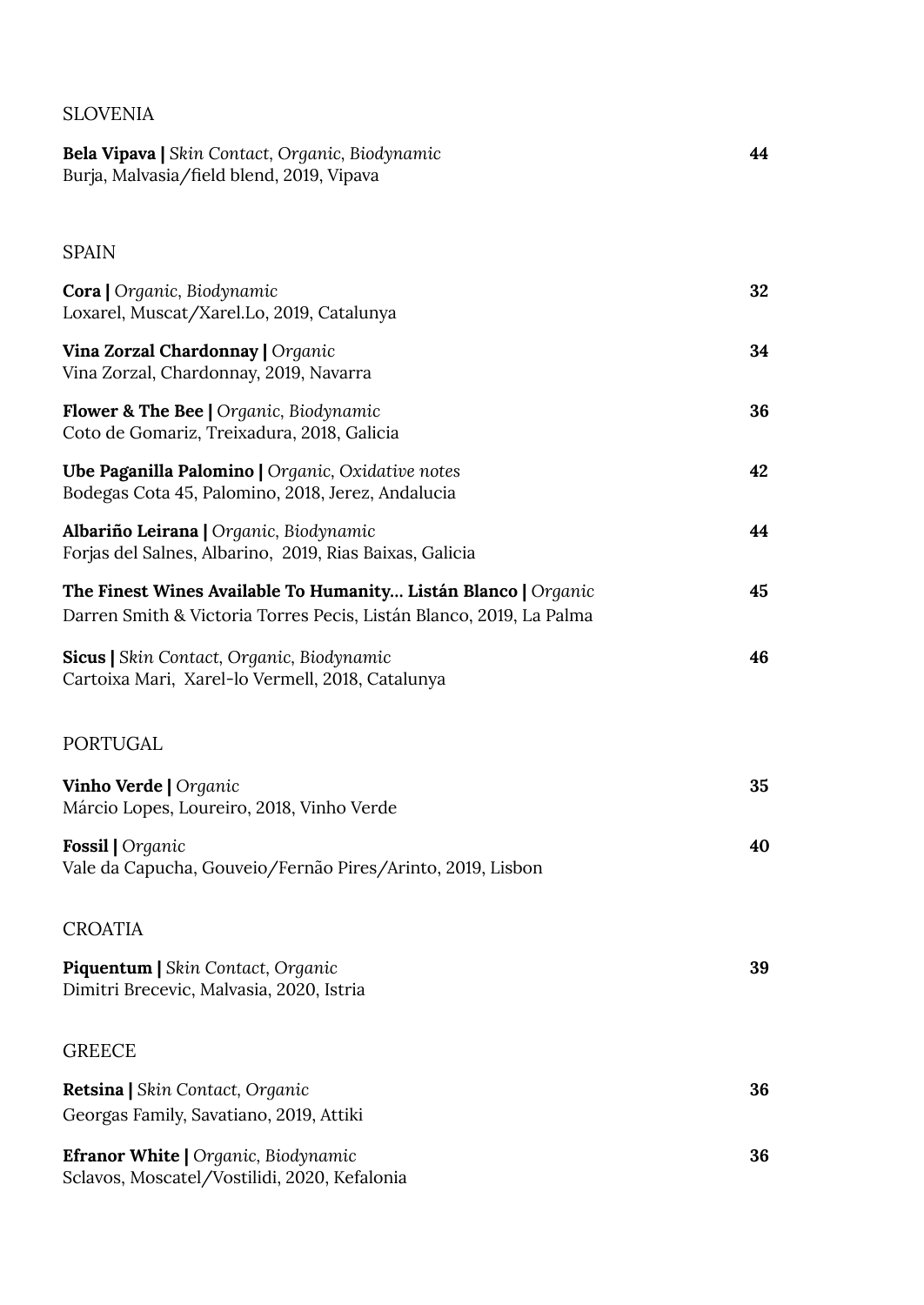## SLOVENIA

**Bela Vipava |** *Skin Contact, Organic, Biodynamic* **44**
Burja, Malvasia/field blend, 2019, Vipava

## SPAIN

**Cora |** *Organic, Biodynamic* **32**
Loxarel, Muscat/Xarel.Lo, 2019, Catalunya

**Vina Zorzal Chardonnay |** *Organic* **34**
Vina Zorzal, Chardonnay, 2019, Navarra

**Flower & The Bee |** *Organic, Biodynamic* **36**
Coto de Gomariz, Treixadura, 2018, Galicia

**Ube Paganilla Palomino |** *Organic, Oxidative notes* **42**
Bodegas Cota 45, Palomino, 2018, Jerez, Andalucia

**Albariño Leirana |** *Organic, Biodynamic* **44**
Forjas del Salnes, Albarino, 2019, Rias Baixas, Galicia

**The Finest Wines Available To Humanity... Listán Blanco |** *Organic* **45**
Darren Smith & Victoria Torres Pecis, Listán Blanco, 2019, La Palma

**Sicus |** *Skin Contact, Organic, Biodynamic* **46**
Cartoixa Mari, Xarel-lo Vermell, 2018, Catalunya

## PORTUGAL

**Vinho Verde |** *Organic* **35**
Márcio Lopes, Loureiro, 2018, Vinho Verde

**Fossil |** *Organic* **40**
Vale da Capucha, Gouveio/Fernão Pires/Arinto, 2019, Lisbon

## CROATIA

**Piquentum |** *Skin Contact, Organic* **39**
Dimitri Brecevic, Malvasia, 2020, Istria

## GREECE

**Retsina |** *Skin Contact, Organic* **36**
Georgas Family, Savatiano, 2019, Attiki

**Efranor White |** *Organic, Biodynamic* **36**
Sclavos, Moscatel/Vostilidi, 2020, Kefalonia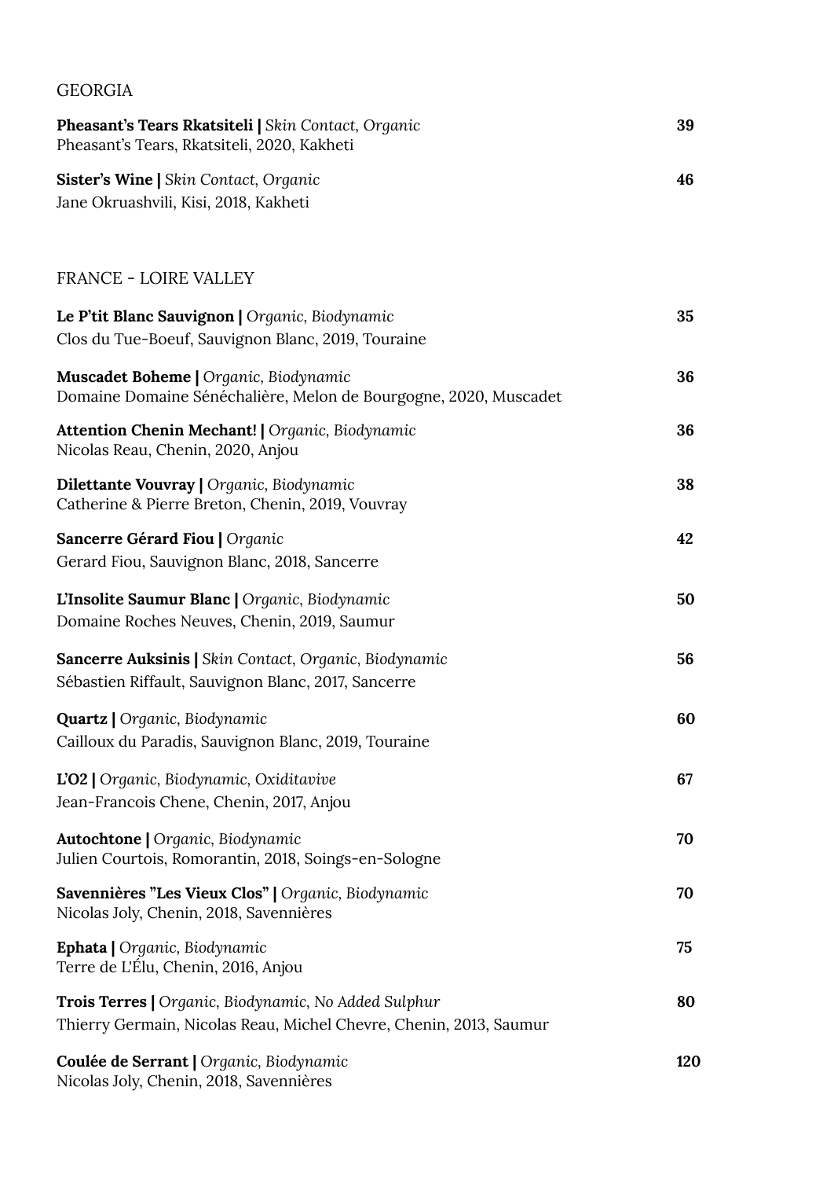## GEORGIA

**Pheasant's Tears Rkatsiteli |** *Skin Contact, Organic* **39**
Pheasant's Tears, Rkatsiteli, 2020, Kakheti

**Sister's Wine |** *Skin Contact, Organic* **46**
Jane Okruashvili, Kisi, 2018, Kakheti

## FRANCE - LOIRE VALLEY

**Le P'tit Blanc Sauvignon |** *Organic, Biodynamic* **35**
Clos du Tue-Boeuf, Sauvignon Blanc, 2019, Touraine

**Muscadet Boheme |** *Organic, Biodynamic* **36**
Domaine Domaine Sénéchalière, Melon de Bourgogne, 2020, Muscadet

**Attention Chenin Mechant! |** *Organic, Biodynamic* **36**
Nicolas Reau, Chenin, 2020, Anjou

**Dilettante Vouvray |** *Organic, Biodynamic* **38**
Catherine & Pierre Breton, Chenin, 2019, Vouvray

**Sancerre Gérard Fiou |** *Organic* **42**
Gerard Fiou, Sauvignon Blanc, 2018, Sancerre

**L'Insolite Saumur Blanc |** *Organic, Biodynamic* **50**
Domaine Roches Neuves, Chenin, 2019, Saumur

**Sancerre Auksinis |** *Skin Contact, Organic, Biodynamic* **56**
Sébastien Riffault, Sauvignon Blanc, 2017, Sancerre

**Quartz |** *Organic, Biodynamic* **60**
Cailloux du Paradis, Sauvignon Blanc, 2019, Touraine

**L'O2 |** *Organic, Biodynamic, Oxiditavive* **67**
Jean-Francois Chene, Chenin, 2017, Anjou

**Autochtone |** *Organic, Biodynamic* **70**
Julien Courtois, Romorantin, 2018, Soings-en-Sologne

**Savennières "Les Vieux Clos" |** *Organic, Biodynamic* **70**
Nicolas Joly, Chenin, 2018, Savennières

**Ephata |** *Organic, Biodynamic* **75**
Terre de L'Élu, Chenin, 2016, Anjou

**Trois Terres |** *Organic, Biodynamic, No Added Sulphur* **80**
Thierry Germain, Nicolas Reau, Michel Chevre, Chenin, 2013, Saumur

**Coulée de Serrant |** *Organic, Biodynamic* **120**
Nicolas Joly, Chenin, 2018, Savennières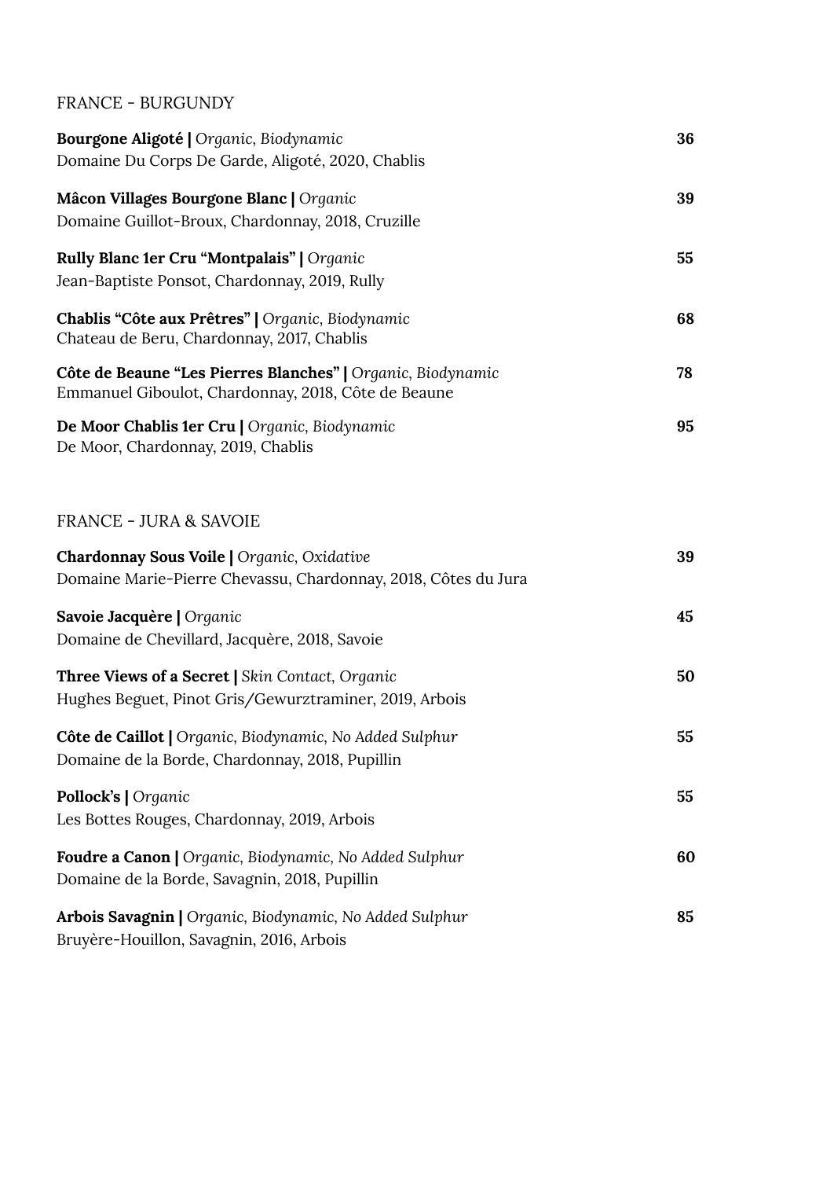## FRANCE - BURGUNDY

**Bourgone Aligoté |** *Organic, Biodynamic* **36**
Domaine Du Corps De Garde, Aligoté, 2020, Chablis

**Mâcon Villages Bourgone Blanc |** *Organic* **39**
Domaine Guillot-Broux, Chardonnay, 2018, Cruzille

**Rully Blanc 1er Cru "Montpalais" |** *Organic* **55**
Jean-Baptiste Ponsot, Chardonnay, 2019, Rully

**Chablis "Côte aux Prêtres" |** *Organic, Biodynamic* **68**
Chateau de Beru, Chardonnay, 2017, Chablis

**Côte de Beaune "Les Pierres Blanches" |** *Organic, Biodynamic* **78**
Emmanuel Giboulot, Chardonnay, 2018, Côte de Beaune

**De Moor Chablis 1er Cru |** *Organic, Biodynamic* **95**
De Moor, Chardonnay, 2019, Chablis

## FRANCE - JURA & SAVOIE

**Chardonnay Sous Voile |** *Organic, Oxidative* **39**
Domaine Marie-Pierre Chevassu, Chardonnay, 2018, Côtes du Jura

**Savoie Jacquère |** *Organic* **45**
Domaine de Chevillard, Jacquère, 2018, Savoie

**Three Views of a Secret |** *Skin Contact, Organic* **50**
Hughes Beguet, Pinot Gris/Gewurztraminer, 2019, Arbois

**Côte de Caillot |** *Organic, Biodynamic, No Added Sulphur* **55**
Domaine de la Borde, Chardonnay, 2018, Pupillin

**Pollock's |** *Organic* **55**
Les Bottes Rouges, Chardonnay, 2019, Arbois

**Foudre a Canon |** *Organic, Biodynamic, No Added Sulphur* **60**
Domaine de la Borde, Savagnin, 2018, Pupillin

**Arbois Savagnin |** *Organic, Biodynamic, No Added Sulphur* **85**
Bruyère-Houillon, Savagnin, 2016, Arbois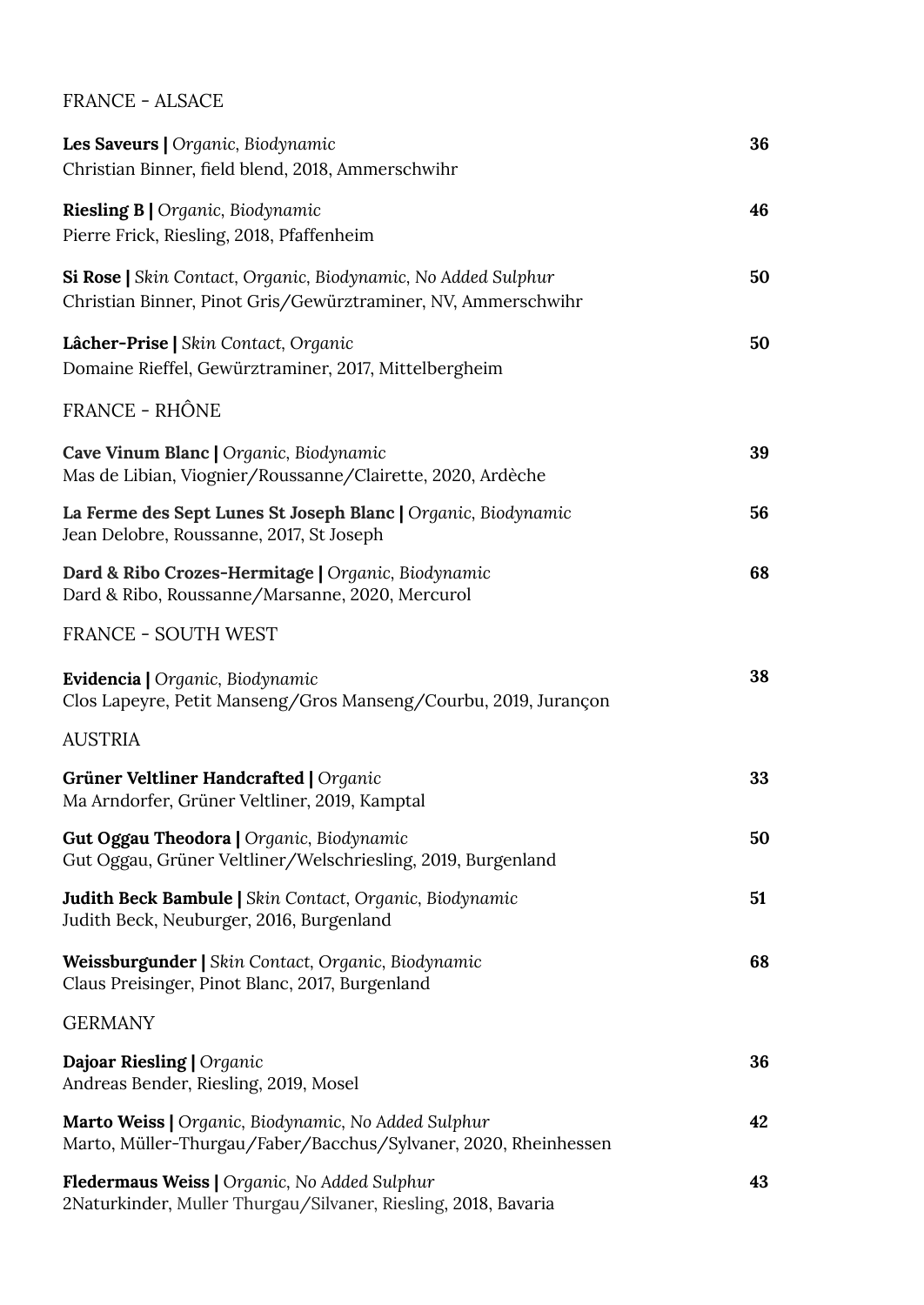## FRANCE - ALSACE

**Les Saveurs |** *Organic, Biodynamic* **36**
Christian Binner, field blend, 2018, Ammerschwihr

**Riesling B |** *Organic, Biodynamic* **46**
Pierre Frick, Riesling, 2018, Pfaffenheim

**Si Rose |** *Skin Contact, Organic, Biodynamic, No Added Sulphur* **50**
Christian Binner, Pinot Gris/Gewürztraminer, NV, Ammerschwihr

**Lâcher-Prise |** *Skin Contact, Organic* **50**
Domaine Rieffel, Gewürztraminer, 2017, Mittelbergheim

## FRANCE - RHÔNE

**Cave Vinum Blanc |** *Organic, Biodynamic* **39**
Mas de Libian, Viognier/Roussanne/Clairette, 2020, Ardèche

**La Ferme des Sept Lunes St Joseph Blanc |** *Organic, Biodynamic* **56**
Jean Delobre, Roussanne, 2017, St Joseph

**Dard & Ribo Crozes-Hermitage |** *Organic, Biodynamic* **68**
Dard & Ribo, Roussanne/Marsanne, 2020, Mercurol

## FRANCE - SOUTH WEST

**Evidencia |** *Organic, Biodynamic* **38**
Clos Lapeyre, Petit Manseng/Gros Manseng/Courbu, 2019, Jurançon

## AUSTRIA

**Grüner Veltliner Handcrafted |** *Organic* **33**
Ma Arndorfer, Grüner Veltliner, 2019, Kamptal

**Gut Oggau Theodora |** *Organic, Biodynamic* **50**
Gut Oggau, Grüner Veltliner/Welschriesling, 2019, Burgenland

**Judith Beck Bambule |** *Skin Contact, Organic, Biodynamic* **51**
Judith Beck, Neuburger, 2016, Burgenland

**Weissburgunder |** *Skin Contact, Organic, Biodynamic* **68**
Claus Preisinger, Pinot Blanc, 2017, Burgenland

## GERMANY

**Dajoar Riesling |** *Organic* **36**
Andreas Bender, Riesling, 2019, Mosel

**Marto Weiss |** *Organic, Biodynamic, No Added Sulphur* **42**
Marto, Müller-Thurgau/Faber/Bacchus/Sylvaner, 2020, Rheinhessen

**Fledermaus Weiss |** *Organic, No Added Sulphur* **43**
2Naturkinder, Muller Thurgau/Silvaner, Riesling, 2018, Bavaria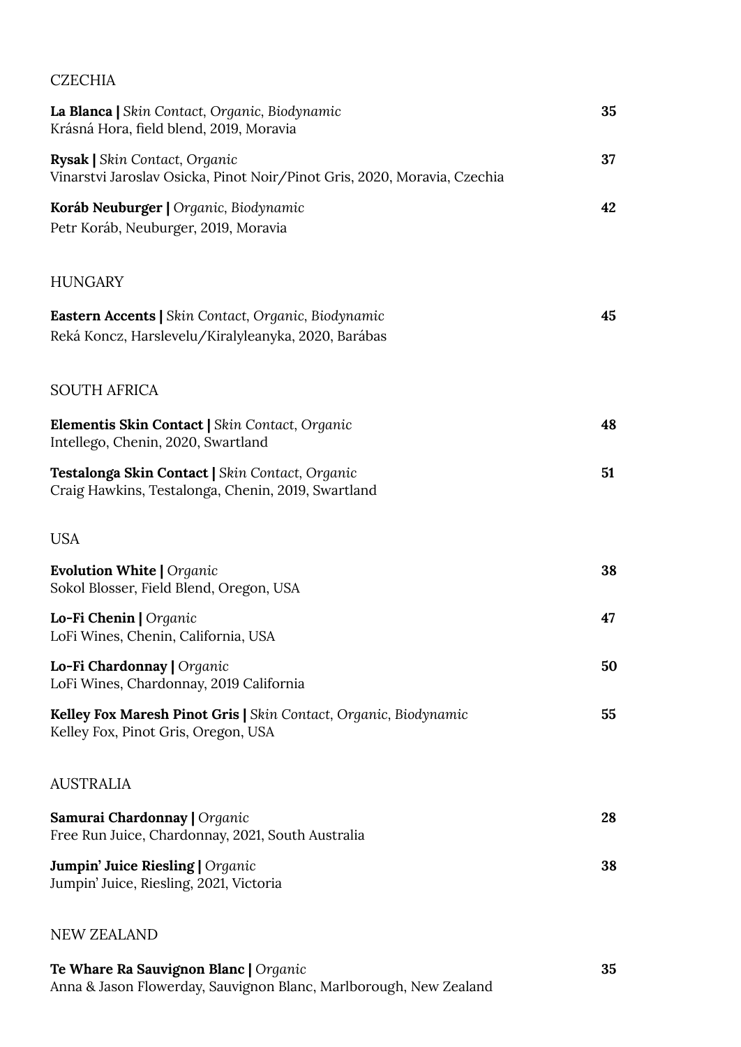## CZECHIA

**La Blanca |** *Skin Contact, Organic, Biodynamic* **35**
Krásná Hora, field blend, 2019, Moravia

**Rysak |** *Skin Contact, Organic* **37**
Vinarstvi Jaroslav Osicka, Pinot Noir/Pinot Gris, 2020, Moravia, Czechia

**Koráb Neuburger |** *Organic, Biodynamic* **42**
Petr Koráb, Neuburger, 2019, Moravia

## HUNGARY

**Eastern Accents |** *Skin Contact, Organic, Biodynamic* **45**
Reká Koncz, Harslevelu/Kiralyleanyka, 2020, Barábas

## SOUTH AFRICA

**Elementis Skin Contact |** *Skin Contact, Organic* **48**
Intellego, Chenin, 2020, Swartland

**Testalonga Skin Contact |** *Skin Contact, Organic* **51**
Craig Hawkins, Testalonga, Chenin, 2019, Swartland

## USA

**Evolution White |** *Organic* **38**
Sokol Blosser, Field Blend, Oregon, USA

**Lo-Fi Chenin |** *Organic* **47**
LoFi Wines, Chenin, California, USA

**Lo-Fi Chardonnay |** *Organic* **50**
LoFi Wines, Chardonnay, 2019 California

**Kelley Fox Maresh Pinot Gris |** *Skin Contact, Organic, Biodynamic* **55**
Kelley Fox, Pinot Gris, Oregon, USA

## AUSTRALIA

**Samurai Chardonnay |** *Organic* **28**
Free Run Juice, Chardonnay, 2021, South Australia

**Jumpin' Juice Riesling |** *Organic* **38**
Jumpin' Juice, Riesling, 2021, Victoria

## NEW ZEALAND

**Te Whare Ra Sauvignon Blanc |** *Organic* **35**
Anna & Jason Flowerday, Sauvignon Blanc, Marlborough, New Zealand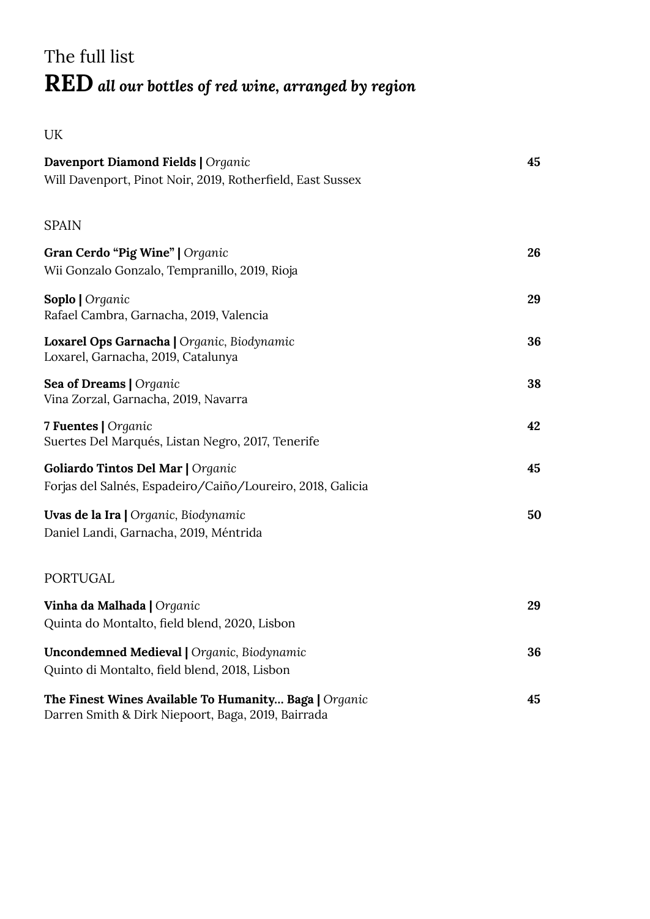The full list

# RED *all our bottles of red wine, arranged by region*

## UK

**Davenport Diamond Fields |** *Organic* **45**
Will Davenport, Pinot Noir, 2019, Rotherfield, East Sussex

## SPAIN

**Gran Cerdo "Pig Wine" |** *Organic* **26**
Wii Gonzalo Gonzalo, Tempranillo, 2019, Rioja

**Soplo |** *Organic* **29**
Rafael Cambra, Garnacha, 2019, Valencia

**Loxarel Ops Garnacha |** *Organic, Biodynamic* **36**
Loxarel, Garnacha, 2019, Catalunya

**Sea of Dreams |** *Organic* **38**
Vina Zorzal, Garnacha, 2019, Navarra

**7 Fuentes |** *Organic* **42**
Suertes Del Marqués, Listan Negro, 2017, Tenerife

**Goliardo Tintos Del Mar |** *Organic* **45**
Forjas del Salnés, Espadeiro/Caiño/Loureiro, 2018, Galicia

**Uvas de la Ira |** *Organic, Biodynamic* **50**
Daniel Landi, Garnacha, 2019, Méntrida

## PORTUGAL

**Vinha da Malhada |** *Organic* **29**
Quinta do Montalto, field blend, 2020, Lisbon

**Uncondemned Medieval |** *Organic, Biodynamic* **36**
Quinto di Montalto, field blend, 2018, Lisbon

**The Finest Wines Available To Humanity... Baga |** *Organic* **45**
Darren Smith & Dirk Niepoort, Baga, 2019, Bairrada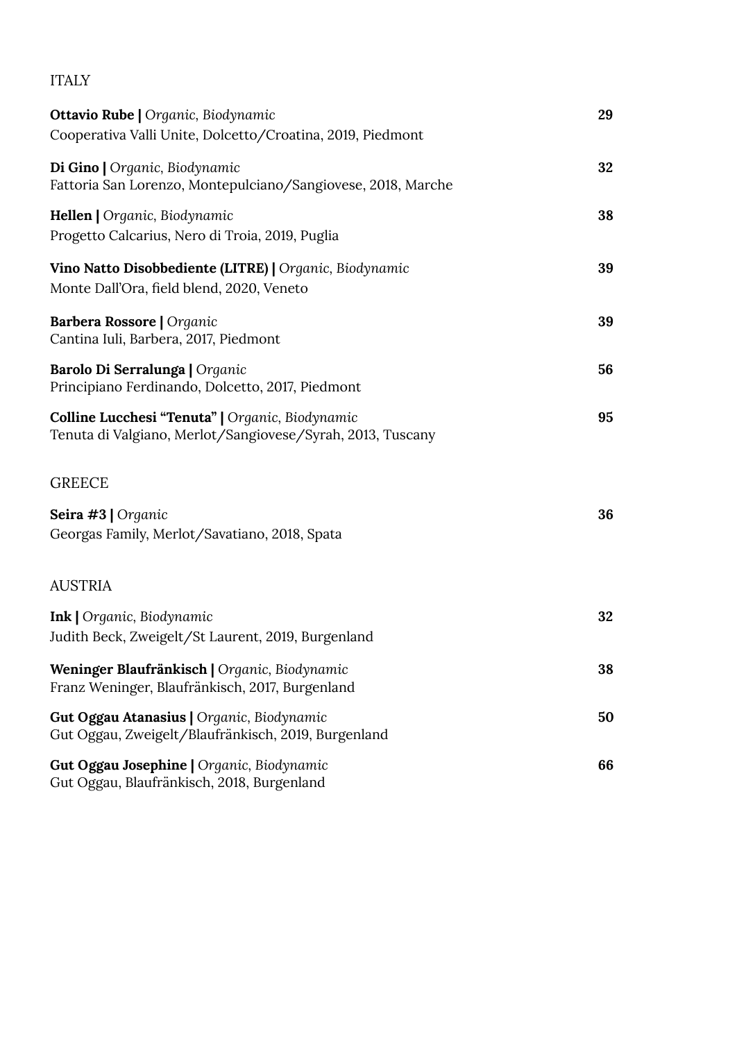## ITALY

**Ottavio Rube |** *Organic, Biodynamic* **29**
Cooperativa Valli Unite, Dolcetto/Croatina, 2019, Piedmont

**Di Gino |** *Organic, Biodynamic* **32**
Fattoria San Lorenzo, Montepulciano/Sangiovese, 2018, Marche

**Hellen |** *Organic, Biodynamic* **38**
Progetto Calcarius, Nero di Troia, 2019, Puglia

**Vino Natto Disobbediente (LITRE) |** *Organic, Biodynamic* **39**
Monte Dall'Ora, field blend, 2020, Veneto

**Barbera Rossore |** *Organic* **39**
Cantina Iuli, Barbera, 2017, Piedmont

**Barolo Di Serralunga |** *Organic* **56**
Principiano Ferdinando, Dolcetto, 2017, Piedmont

**Colline Lucchesi "Tenuta" |** *Organic, Biodynamic* **95**
Tenuta di Valgiano, Merlot/Sangiovese/Syrah, 2013, Tuscany

## GREECE

**Seira #3 |** *Organic* **36**
Georgas Family, Merlot/Savatiano, 2018, Spata

## AUSTRIA

**Ink |** *Organic, Biodynamic* **32**
Judith Beck, Zweigelt/St Laurent, 2019, Burgenland

**Weninger Blaufränkisch |** *Organic, Biodynamic* **38**
Franz Weninger, Blaufränkisch, 2017, Burgenland

**Gut Oggau Atanasius |** *Organic, Biodynamic* **50**
Gut Oggau, Zweigelt/Blaufränkisch, 2019, Burgenland

**Gut Oggau Josephine |** *Organic, Biodynamic* **66**
Gut Oggau, Blaufränkisch, 2018, Burgenland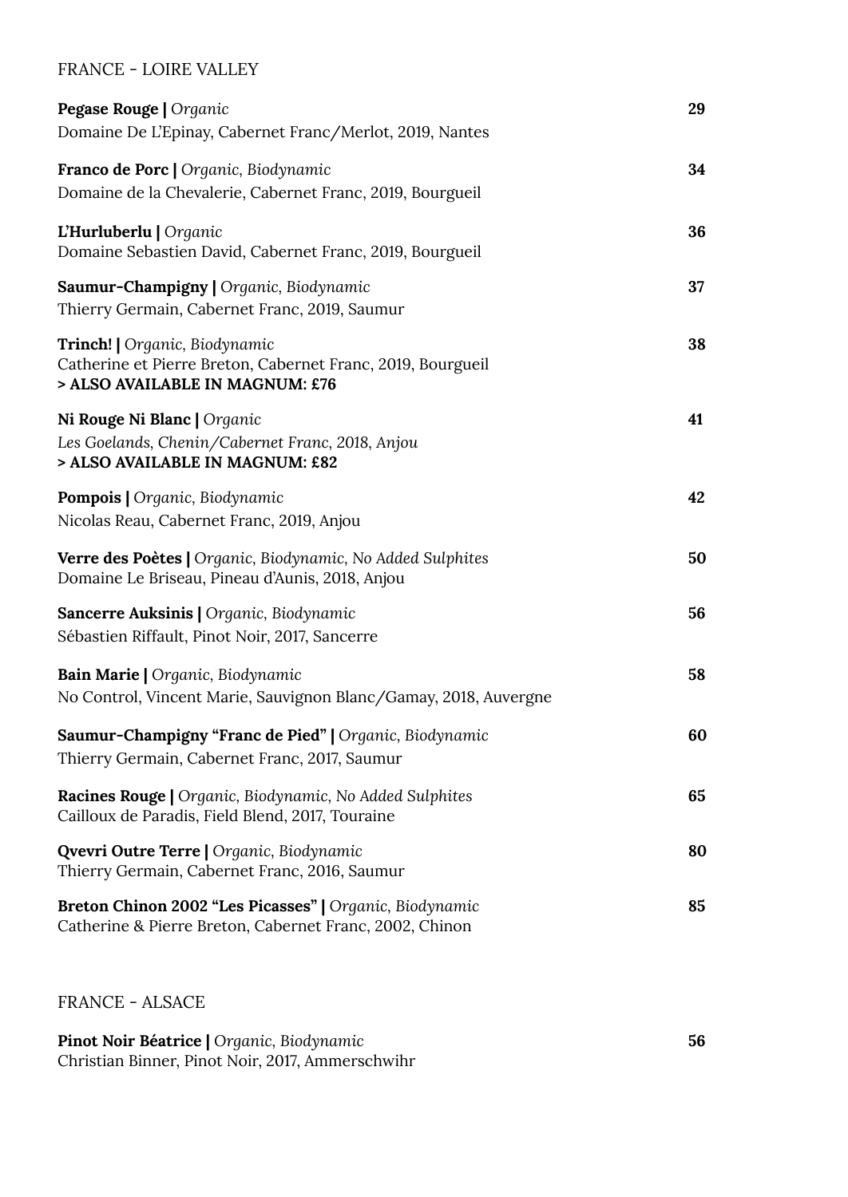## FRANCE - LOIRE VALLEY

**Pegase Rouge |** *Organic* **29**
Domaine De L'Epinay, Cabernet Franc/Merlot, 2019, Nantes

**Franco de Porc |** *Organic, Biodynamic* **34**
Domaine de la Chevalerie, Cabernet Franc, 2019, Bourgueil

**L'Hurluberlu |** *Organic* **36**
Domaine Sebastien David, Cabernet Franc, 2019, Bourgueil

**Saumur-Champigny |** *Organic, Biodynamic* **37**
Thierry Germain, Cabernet Franc, 2019, Saumur

**Trinch! |** *Organic, Biodynamic* **38**
Catherine et Pierre Breton, Cabernet Franc, 2019, Bourgueil
**> ALSO AVAILABLE IN MAGNUM: £76**

**Ni Rouge Ni Blanc |** *Organic* **41**
*Les Goelands, Chenin/Cabernet Franc, 2018, Anjou*
**> ALSO AVAILABLE IN MAGNUM: £82**

**Pompois |** *Organic, Biodynamic* **42**
Nicolas Reau, Cabernet Franc, 2019, Anjou

**Verre des Poètes |** *Organic, Biodynamic, No Added Sulphites* **50**
Domaine Le Briseau, Pineau d'Aunis, 2018, Anjou

**Sancerre Auksinis |** *Organic, Biodynamic* **56**
Sébastien Riffault, Pinot Noir, 2017, Sancerre

**Bain Marie |** *Organic, Biodynamic* **58**
No Control, Vincent Marie, Sauvignon Blanc/Gamay, 2018, Auvergne

**Saumur-Champigny "Franc de Pied" |** *Organic, Biodynamic* **60**
Thierry Germain, Cabernet Franc, 2017, Saumur

**Racines Rouge |** *Organic, Biodynamic, No Added Sulphites* **65**
Cailloux de Paradis, Field Blend, 2017, Touraine

**Qvevri Outre Terre |** *Organic, Biodynamic* **80**
Thierry Germain, Cabernet Franc, 2016, Saumur

**Breton Chinon 2002 "Les Picasses" |** *Organic, Biodynamic* **85**
Catherine & Pierre Breton, Cabernet Franc, 2002, Chinon

## FRANCE - ALSACE

**Pinot Noir Béatrice |** *Organic, Biodynamic* **56**
Christian Binner, Pinot Noir, 2017, Ammerschwihr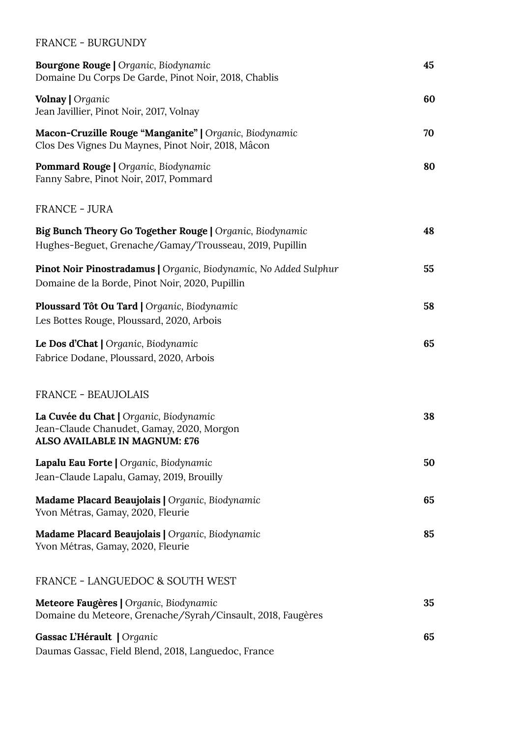## FRANCE - BURGUNDY

**Bourgone Rouge |** *Organic, Biodynamic* — **45**
Domaine Du Corps De Garde, Pinot Noir, 2018, Chablis

**Volnay |** *Organic* — **60**
Jean Javillier, Pinot Noir, 2017, Volnay

**Macon-Cruzille Rouge "Manganite" |** *Organic, Biodynamic* — **70**
Clos Des Vignes Du Maynes, Pinot Noir, 2018, Mâcon

**Pommard Rouge |** *Organic, Biodynamic* — **80**
Fanny Sabre, Pinot Noir, 2017, Pommard

## FRANCE - JURA

**Big Bunch Theory Go Together Rouge |** *Organic, Biodynamic* — **48**
Hughes-Beguet, Grenache/Gamay/Trousseau, 2019, Pupillin

**Pinot Noir Pinostradamus |** *Organic, Biodynamic, No Added Sulphur* — **55**
Domaine de la Borde, Pinot Noir, 2020, Pupillin

**Ploussard Tôt Ou Tard |** *Organic, Biodynamic* — **58**
Les Bottes Rouge, Ploussard, 2020, Arbois

**Le Dos d'Chat |** *Organic, Biodynamic* — **65**
Fabrice Dodane, Ploussard, 2020, Arbois

## FRANCE - BEAUJOLAIS

**La Cuvée du Chat |** *Organic, Biodynamic* — **38**
Jean-Claude Chanudet, Gamay, 2020, Morgon
**ALSO AVAILABLE IN MAGNUM: £76**

**Lapalu Eau Forte |** *Organic, Biodynamic* — **50**
Jean-Claude Lapalu, Gamay, 2019, Brouilly

**Madame Placard Beaujolais |** *Organic, Biodynamic* — **65**
Yvon Métras, Gamay, 2020, Fleurie

**Madame Placard Beaujolais |** *Organic, Biodynamic* — **85**
Yvon Métras, Gamay, 2020, Fleurie

## FRANCE - LANGUEDOC & SOUTH WEST

**Meteore Faugères |** *Organic, Biodynamic* — **35**
Domaine du Meteore, Grenache/Syrah/Cinsault, 2018, Faugères

**Gassac L'Hérault |** *Organic* — **65**
Daumas Gassac, Field Blend, 2018, Languedoc, France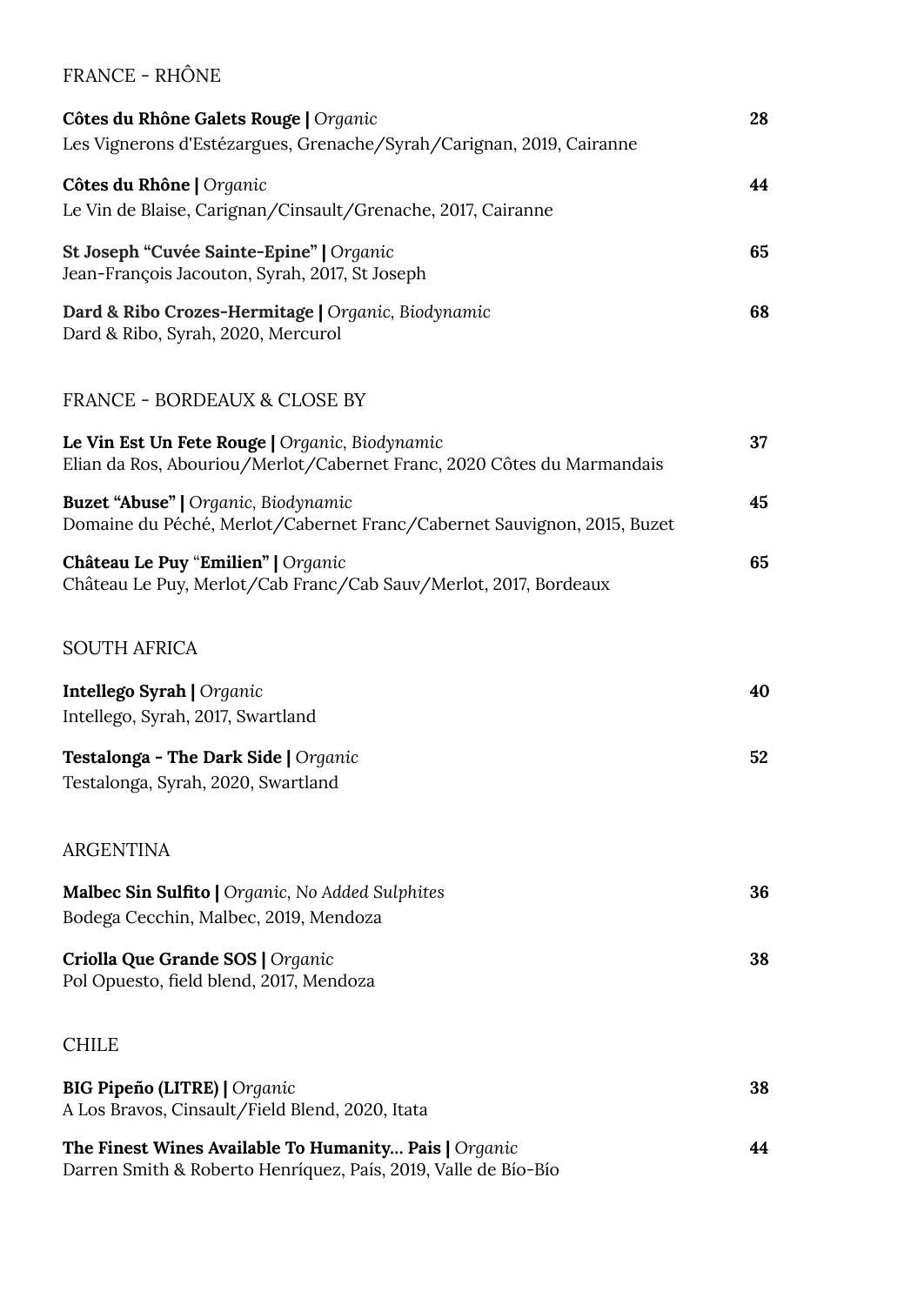## FRANCE - RHÔNE

**Côtes du Rhône Galets Rouge |** *Organic* **28**
Les Vignerons d'Estézargues, Grenache/Syrah/Carignan, 2019, Cairanne

**Côtes du Rhône |** *Organic* **44**
Le Vin de Blaise, Carignan/Cinsault/Grenache, 2017, Cairanne

**St Joseph "Cuvée Sainte-Epine" |** *Organic* **65**
Jean-François Jacouton, Syrah, 2017, St Joseph

**Dard & Ribo Crozes-Hermitage |** *Organic, Biodynamic* **68**
Dard & Ribo, Syrah, 2020, Mercurol

## FRANCE - BORDEAUX & CLOSE BY

**Le Vin Est Un Fete Rouge |** *Organic, Biodynamic* **37**
Elian da Ros, Abouriou/Merlot/Cabernet Franc, 2020 Côtes du Marmandais

**Buzet "Abuse" |** *Organic, Biodynamic* **45**
Domaine du Péché, Merlot/Cabernet Franc/Cabernet Sauvignon, 2015, Buzet

**Château Le Puy "Emilien" |** *Organic* **65**
Château Le Puy, Merlot/Cab Franc/Cab Sauv/Merlot, 2017, Bordeaux

## SOUTH AFRICA

**Intellego Syrah |** *Organic* **40**
Intellego, Syrah, 2017, Swartland

**Testalonga - The Dark Side |** *Organic* **52**
Testalonga, Syrah, 2020, Swartland

## ARGENTINA

**Malbec Sin Sulfito |** *Organic, No Added Sulphites* **36**
Bodega Cecchin, Malbec, 2019, Mendoza

**Criolla Que Grande SOS |** *Organic* **38**
Pol Opuesto, field blend, 2017, Mendoza

## CHILE

**BIG Pipeño (LITRE) |** *Organic* **38**
A Los Bravos, Cinsault/Field Blend, 2020, Itata

**The Finest Wines Available To Humanity... Pais |** *Organic* **44**
Darren Smith & Roberto Henríquez, País, 2019, Valle de Bío-Bío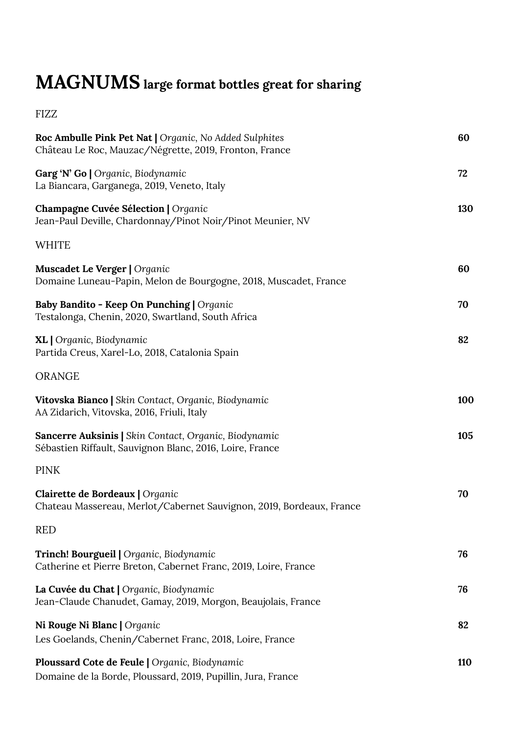# MAGNUMS large format bottles great for sharing

FIZZ

**Roc Ambulle Pink Pet Nat |** *Organic, No Added Sulphites* **60**
Château Le Roc, Mauzac/Négrette, 2019, Fronton, France

**Garg 'N' Go |** *Organic, Biodynamic* **72**
La Biancara, Garganega, 2019, Veneto, Italy

**Champagne Cuvée Sélection |** *Organic* **130**
Jean-Paul Deville, Chardonnay/Pinot Noir/Pinot Meunier, NV

WHITE

**Muscadet Le Verger |** *Organic* **60**
Domaine Luneau-Papin, Melon de Bourgogne, 2018, Muscadet, France

**Baby Bandito - Keep On Punching |** *Organic* **70**
Testalonga, Chenin, 2020, Swartland, South Africa

**XL |** *Organic, Biodynamic* **82**
Partida Creus, Xarel-Lo, 2018, Catalonia Spain

ORANGE

**Vitovska Bianco |** *Skin Contact, Organic, Biodynamic* **100**
AA Zidarich, Vitovska, 2016, Friuli, Italy

**Sancerre Auksinis |** *Skin Contact, Organic, Biodynamic* **105**
Sébastien Riffault, Sauvignon Blanc, 2016, Loire, France

PINK

**Clairette de Bordeaux |** *Organic* **70**
Chateau Massereau, Merlot/Cabernet Sauvignon, 2019, Bordeaux, France

RED

**Trinch! Bourgueil |** *Organic, Biodynamic* **76**
Catherine et Pierre Breton, Cabernet Franc, 2019, Loire, France

**La Cuvée du Chat |** *Organic, Biodynamic* **76**
Jean-Claude Chanudet, Gamay, 2019, Morgon, Beaujolais, France

**Ni Rouge Ni Blanc |** *Organic* **82**
Les Goelands, Chenin/Cabernet Franc, 2018, Loire, France

**Ploussard Cote de Feule |** *Organic, Biodynamic* **110**
Domaine de la Borde, Ploussard, 2019, Pupillin, Jura, France